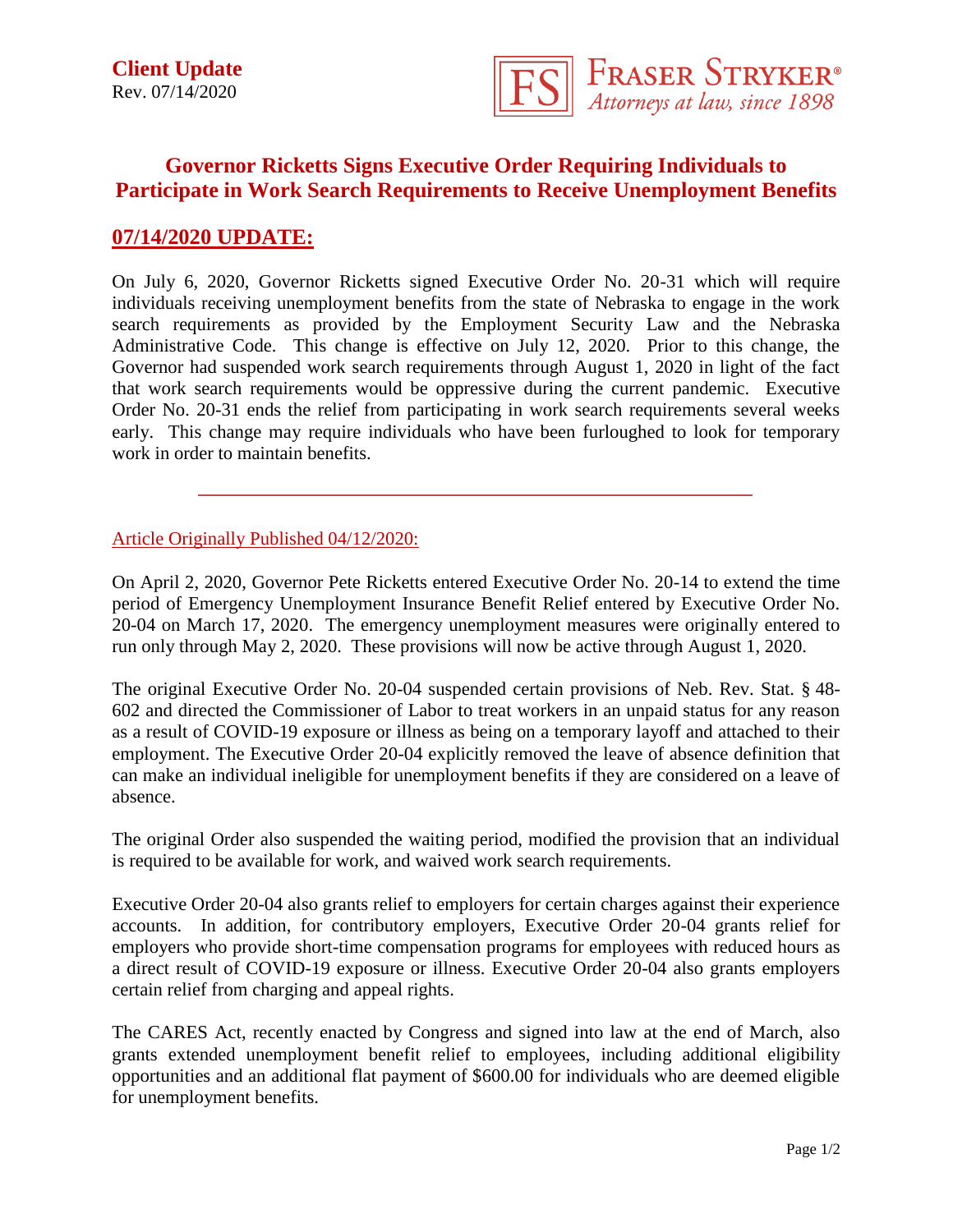**Client Update**
Rev. 07/14/2020

FRASER STRYKER®
*Attorneys at law, since 1898*

# Governor Ricketts Signs Executive Order Requiring Individuals to Participate in Work Search Requirements to Receive Unemployment Benefits

## 07/14/2020 UPDATE:

On July 6, 2020, Governor Ricketts signed Executive Order No. 20-31 which will require individuals receiving unemployment benefits from the state of Nebraska to engage in the work search requirements as provided by the Employment Security Law and the Nebraska Administrative Code. This change is effective on July 12, 2020. Prior to this change, the Governor had suspended work search requirements through August 1, 2020 in light of the fact that work search requirements would be oppressive during the current pandemic. Executive Order No. 20-31 ends the relief from participating in work search requirements several weeks early. This change may require individuals who have been furloughed to look for temporary work in order to maintain benefits.

---

Article Originally Published 04/12/2020:

On April 2, 2020, Governor Pete Ricketts entered Executive Order No. 20-14 to extend the time period of Emergency Unemployment Insurance Benefit Relief entered by Executive Order No. 20-04 on March 17, 2020. The emergency unemployment measures were originally entered to run only through May 2, 2020. These provisions will now be active through August 1, 2020.

The original Executive Order No. 20-04 suspended certain provisions of Neb. Rev. Stat. § 48-602 and directed the Commissioner of Labor to treat workers in an unpaid status for any reason as a result of COVID-19 exposure or illness as being on a temporary layoff and attached to their employment. The Executive Order 20-04 explicitly removed the leave of absence definition that can make an individual ineligible for unemployment benefits if they are considered on a leave of absence.

The original Order also suspended the waiting period, modified the provision that an individual is required to be available for work, and waived work search requirements.

Executive Order 20-04 also grants relief to employers for certain charges against their experience accounts. In addition, for contributory employers, Executive Order 20-04 grants relief for employers who provide short-time compensation programs for employees with reduced hours as a direct result of COVID-19 exposure or illness. Executive Order 20-04 also grants employers certain relief from charging and appeal rights.

The CARES Act, recently enacted by Congress and signed into law at the end of March, also grants extended unemployment benefit relief to employees, including additional eligibility opportunities and an additional flat payment of $600.00 for individuals who are deemed eligible for unemployment benefits.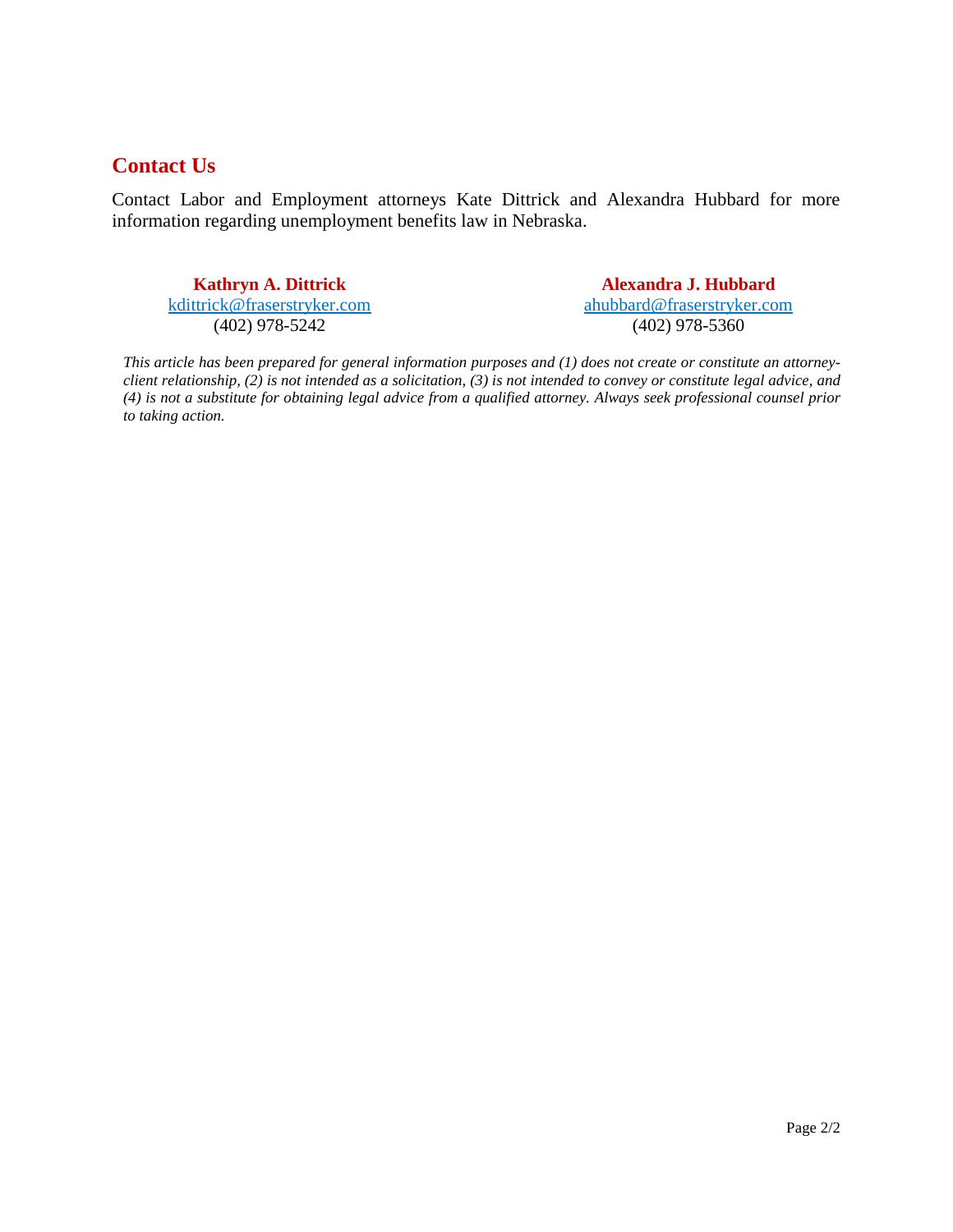## Contact Us

Contact Labor and Employment attorneys Kate Dittrick and Alexandra Hubbard for more information regarding unemployment benefits law in Nebraska.

**Kathryn A. Dittrick**
kdittrick@fraserstryker.com
(402) 978-5242

**Alexandra J. Hubbard**
ahubbard@fraserstryker.com
(402) 978-5360

*This article has been prepared for general information purposes and (1) does not create or constitute an attorney-client relationship, (2) is not intended as a solicitation, (3) is not intended to convey or constitute legal advice, and (4) is not a substitute for obtaining legal advice from a qualified attorney. Always seek professional counsel prior to taking action.*